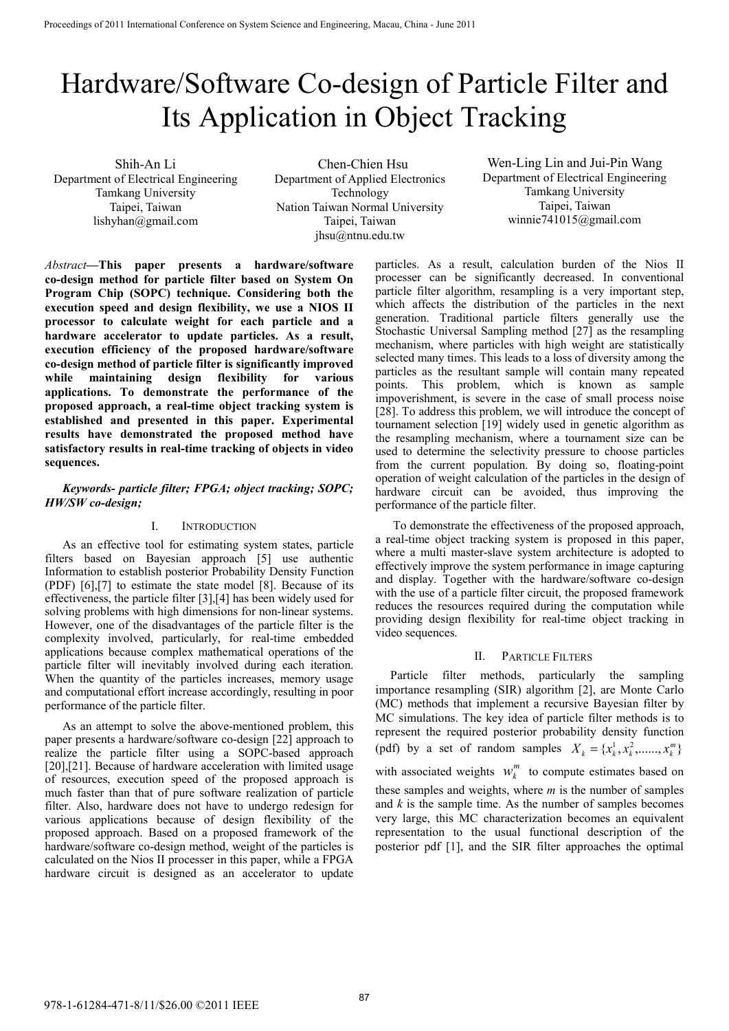# Hardware/Software Co-design of Particle Filter and Its Application in Object Tracking

Shih-An Li
Department of Electrical Engineering
Tamkang University
Taipei, Taiwan
lishyhan@gmail.com

Chen-Chien Hsu
Department of Applied Electronics Technology
Nation Taiwan Normal University
Taipei, Taiwan
jhsu@ntnu.edu.tw

Wen-Ling Lin and Jui-Pin Wang
Department of Electrical Engineering
Tamkang University
Taipei, Taiwan
winnie741015@gmail.com

*Abstract*—**This paper presents a hardware/software co-design method for particle filter based on System On Program Chip (SOPC) technique. Considering both the execution speed and design flexibility, we use a NIOS II processor to calculate weight for each particle and a hardware accelerator to update particles. As a result, execution efficiency of the proposed hardware/software co-design method of particle filter is significantly improved while maintaining design flexibility for various applications. To demonstrate the performance of the proposed approach, a real-time object tracking system is established and presented in this paper. Experimental results have demonstrated the proposed method have satisfactory results in real-time tracking of objects in video sequences.**

***Keywords- particle filter; FPGA; object tracking; SOPC; HW/SW co-design;***

## I. Introduction

As an effective tool for estimating system states, particle filters based on Bayesian approach [5] use authentic Information to establish posterior Probability Density Function (PDF) [6],[7] to estimate the state model [8]. Because of its effectiveness, the particle filter [3],[4] has been widely used for solving problems with high dimensions for non-linear systems. However, one of the disadvantages of the particle filter is the complexity involved, particularly, for real-time embedded applications because complex mathematical operations of the particle filter will inevitably involved during each iteration. When the quantity of the particles increases, memory usage and computational effort increase accordingly, resulting in poor performance of the particle filter.

As an attempt to solve the above-mentioned problem, this paper presents a hardware/software co-design [22] approach to realize the particle filter using a SOPC-based approach [20],[21]. Because of hardware acceleration with limited usage of resources, execution speed of the proposed approach is much faster than that of pure software realization of particle filter. Also, hardware does not have to undergo redesign for various applications because of design flexibility of the proposed approach. Based on a proposed framework of the hardware/software co-design method, weight of the particles is calculated on the Nios II processer in this paper, while a FPGA hardware circuit is designed as an accelerator to update particles. As a result, calculation burden of the Nios II processer can be significantly decreased. In conventional particle filter algorithm, resampling is a very important step, which affects the distribution of the particles in the next generation. Traditional particle filters generally use the Stochastic Universal Sampling method [27] as the resampling mechanism, where particles with high weight are statistically selected many times. This leads to a loss of diversity among the particles as the resultant sample will contain many repeated points. This problem, which is known as sample impoverishment, is severe in the case of small process noise [28]. To address this problem, we will introduce the concept of tournament selection [19] widely used in genetic algorithm as the resampling mechanism, where a tournament size can be used to determine the selectivity pressure to choose particles from the current population. By doing so, floating-point operation of weight calculation of the particles in the design of hardware circuit can be avoided, thus improving the performance of the particle filter.

To demonstrate the effectiveness of the proposed approach, a real-time object tracking system is proposed in this paper, where a multi master-slave system architecture is adopted to effectively improve the system performance in image capturing and display. Together with the hardware/software co-design with the use of a particle filter circuit, the proposed framework reduces the resources required during the computation while providing design flexibility for real-time object tracking in video sequences.

## II. Particle Filters

Particle filter methods, particularly the sampling importance resampling (SIR) algorithm [2], are Monte Carlo (MC) methods that implement a recursive Bayesian filter by MC simulations. The key idea of particle filter methods is to represent the required posterior probability density function (pdf) by a set of random samples $X_k = \{x_k^1, x_k^2, ......, x_k^m\}$ with associated weights $w_k^m$ to compute estimates based on these samples and weights, where *m* is the number of samples and *k* is the sample time. As the number of samples becomes very large, this MC characterization becomes an equivalent representation to the usual functional description of the posterior pdf [1], and the SIR filter approaches the optimal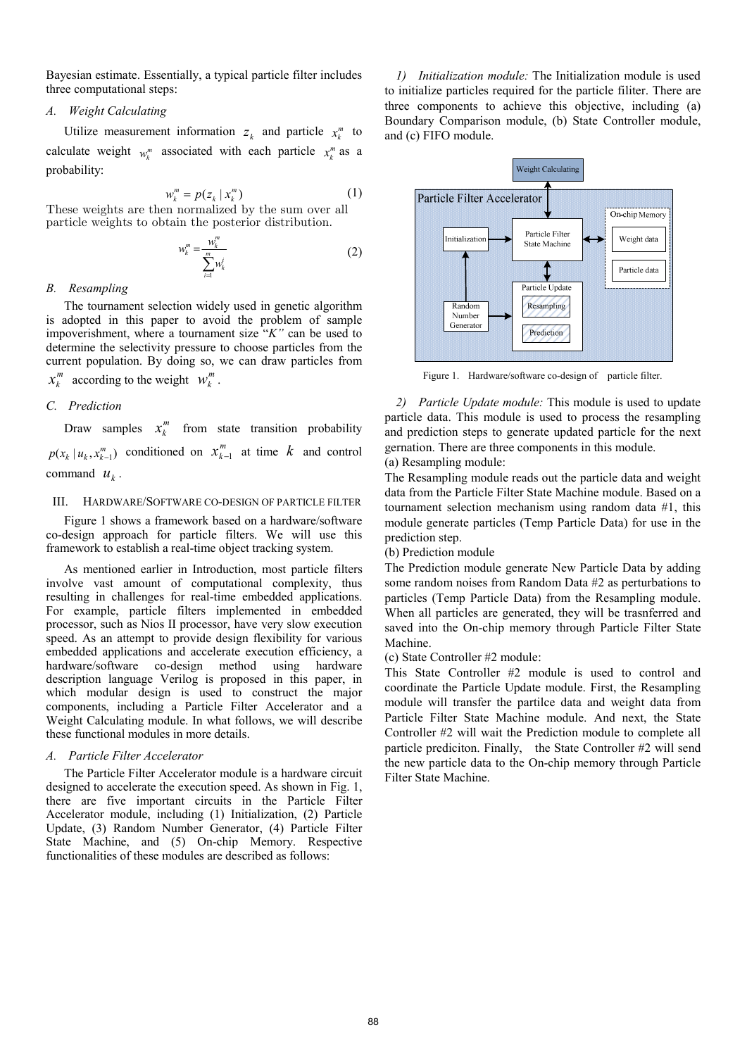Bayesian estimate. Essentially, a typical particle filter includes three computational steps:

### *A. Weight Calculating*

Utilize measurement information $z_k$ and particle $x_k^m$ to calculate weight $w_k^m$ associated with each particle $x_k^m$ as a probability:

$$w_k^m = p(z_k \mid x_k^m) \tag{1}$$

These weights are then normalized by the sum over all particle weights to obtain the posterior distribution.

$$w_k^m = \frac{w_k^m}{\sum_{i=1}^{m} w_k^i} \tag{2}$$

### *B. Resampling*

The tournament selection widely used in genetic algorithm is adopted in this paper to avoid the problem of sample impoverishment, where a tournament size "*K"* can be used to determine the selectivity pressure to choose particles from the current population. By doing so, we can draw particles from $x_k^m$ according to the weight $w_k^m$.

### *C. Prediction*

Draw samples $x_k^m$ from state transition probability $p(x_k \mid u_k, x_{k-1}^m)$ conditioned on $x_{k-1}^m$ at time $k$ and control command $u_k$.

## III. Hardware/Software co-design of particle filter

Figure 1 shows a framework based on a hardware/software co-design approach for particle filters. We will use this framework to establish a real-time object tracking system.

As mentioned earlier in Introduction, most particle filters involve vast amount of computational complexity, thus resulting in challenges for real-time embedded applications. For example, particle filters implemented in embedded processor, such as Nios II processor, have very slow execution speed. As an attempt to provide design flexibility for various embedded applications and accelerate execution efficiency, a hardware/software co-design method using hardware description language Verilog is proposed in this paper, in which modular design is used to construct the major components, including a Particle Filter Accelerator and a Weight Calculating module. In what follows, we will describe these functional modules in more details.

### *A. Particle Filter Accelerator*

The Particle Filter Accelerator module is a hardware circuit designed to accelerate the execution speed. As shown in Fig. 1, there are five important circuits in the Particle Filter Accelerator module, including (1) Initialization, (2) Particle Update, (3) Random Number Generator, (4) Particle Filter State Machine, and (5) On-chip Memory. Respective functionalities of these modules are described as follows:

*1) Initialization module:* The Initialization module is used to initialize particles required for the particle filiter. There are three components to achieve this objective, including (a) Boundary Comparison module, (b) State Controller module, and (c) FIFO module.

Figure 1. Hardware/software co-design of particle filter.

*2) Particle Update module:* This module is used to update particle data. This module is used to process the resampling and prediction steps to generate updated particle for the next gernation. There are three components in this module.

(a) Resampling module:

The Resampling module reads out the particle data and weight data from the Particle Filter State Machine module. Based on a tournament selection mechanism using random data #1, this module generate particles (Temp Particle Data) for use in the prediction step.

(b) Prediction module

The Prediction module generate New Particle Data by adding some random noises from Random Data #2 as perturbations to particles (Temp Particle Data) from the Resampling module. When all particles are generated, they will be trasnferred and saved into the On-chip memory through Particle Filter State Machine.

(c) State Controller #2 module:

This State Controller #2 module is used to control and coordinate the Particle Update module. First, the Resampling module will transfer the partilce data and weight data from Particle Filter State Machine module. And next, the State Controller #2 will wait the Prediction module to complete all particle prediciton. Finally, the State Controller #2 will send the new particle data to the On-chip memory through Particle Filter State Machine.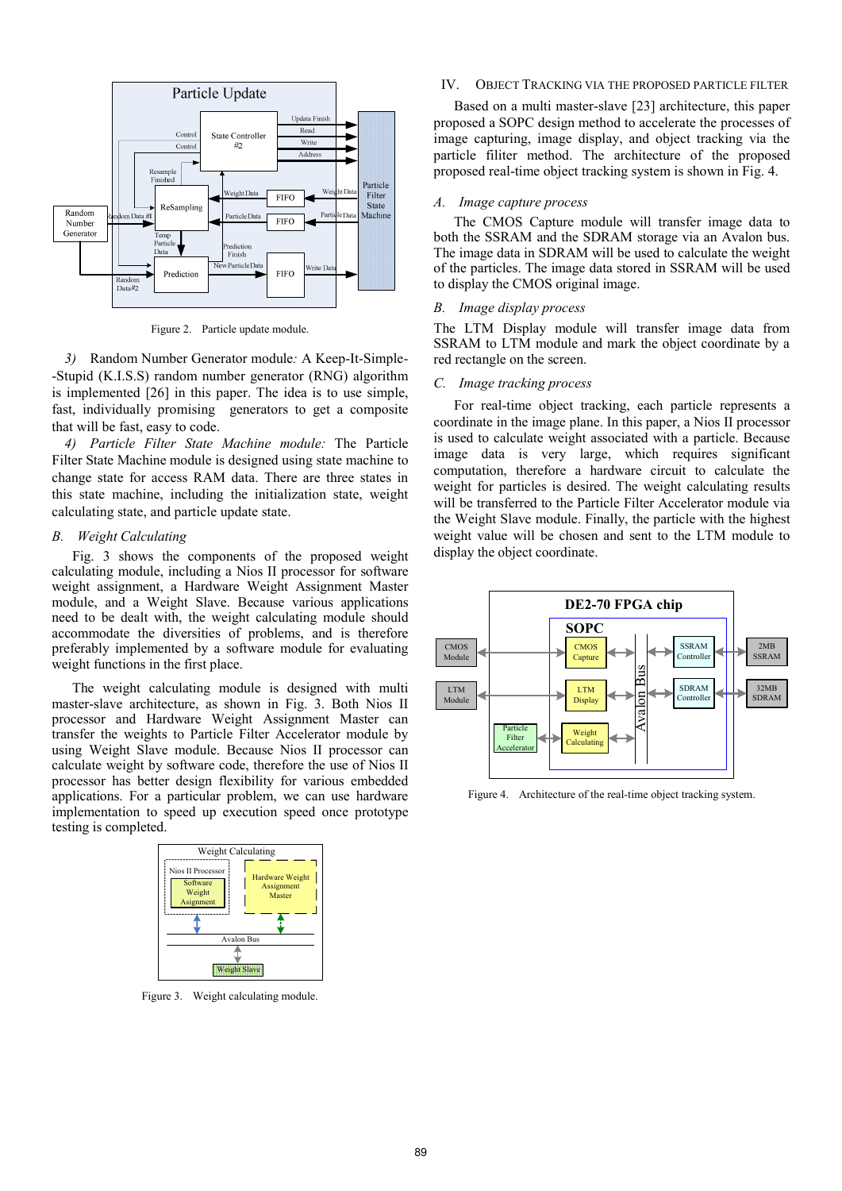Figure 2. Particle update module.

*3) Random Number Generator module:* A Keep-It-Simple--Stupid (K.I.S.S) random number generator (RNG) algorithm is implemented [26] in this paper. The idea is to use simple, fast, individually promising generators to get a composite that will be fast, easy to code.

*4) Particle Filter State Machine module:* The Particle Filter State Machine module is designed using state machine to change state for access RAM data. There are three states in this state machine, including the initialization state, weight calculating state, and particle update state.

### *B. Weight Calculating*

Fig. 3 shows the components of the proposed weight calculating module, including a Nios II processor for software weight assignment, a Hardware Weight Assignment Master module, and a Weight Slave. Because various applications need to be dealt with, the weight calculating module should accommodate the diversities of problems, and is therefore preferably implemented by a software module for evaluating weight functions in the first place.

The weight calculating module is designed with multi master-slave architecture, as shown in Fig. 3. Both Nios II processor and Hardware Weight Assignment Master can transfer the weights to Particle Filter Accelerator module by using Weight Slave module. Because Nios II processor can calculate weight by software code, therefore the use of Nios II processor has better design flexibility for various embedded applications. For a particular problem, we can use hardware implementation to speed up execution speed once prototype testing is completed.

Figure 3. Weight calculating module.

## IV. Object Tracking via the Proposed Particle Filter

Based on a multi master-slave [23] architecture, this paper proposed a SOPC design method to accelerate the processes of image capturing, image display, and object tracking via the particle filiter method. The architecture of the proposed proposed real-time object tracking system is shown in Fig. 4.

### *A. Image capture process*

The CMOS Capture module will transfer image data to both the SSRAM and the SDRAM storage via an Avalon bus. The image data in SDRAM will be used to calculate the weight of the particles. The image data stored in SSRAM will be used to display the CMOS original image.

### *B. Image display process*

The LTM Display module will transfer image data from SSRAM to LTM module and mark the object coordinate by a red rectangle on the screen.

### *C. Image tracking process*

For real-time object tracking, each particle represents a coordinate in the image plane. In this paper, a Nios II processor is used to calculate weight associated with a particle. Because image data is very large, which requires significant computation, therefore a hardware circuit to calculate the weight for particles is desired. The weight calculating results will be transferred to the Particle Filter Accelerator module via the Weight Slave module. Finally, the particle with the highest weight value will be chosen and sent to the LTM module to display the object coordinate.

Figure 4. Architecture of the real-time object tracking system.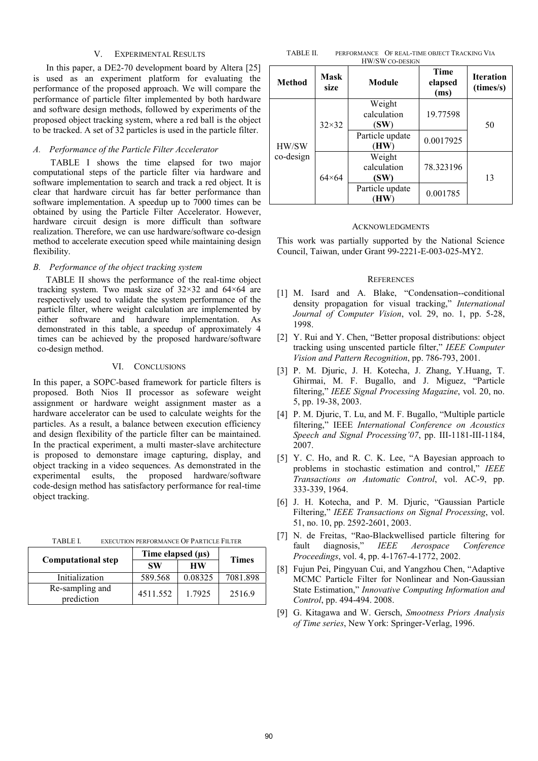## V. Experimental Results

In this paper, a DE2-70 development board by Altera [25] is used as an experiment platform for evaluating the performance of the proposed approach. We will compare the performance of particle filter implemented by both hardware and software design methods, followed by experiments of the proposed object tracking system, where a red ball is the object to be tracked. A set of 32 particles is used in the particle filter.

### *A. Performance of the Particle Filter Accelerator*

TABLE I shows the time elapsed for two major computational steps of the particle filter via hardware and software implementation to search and track a red object. It is clear that hardware circuit has far better performance than software implementation. A speedup up to 7000 times can be obtained by using the Particle Filter Accelerator. However, hardware circuit design is more difficult than software realization. Therefore, we can use hardware/software co-design method to accelerate execution speed while maintaining design flexibility.

### *B. Performance of the object tracking system*

TABLE II shows the performance of the real-time object tracking system. Two mask size of 32×32 and 64×64 are respectively used to validate the system performance of the particle filter, where weight calculation are implemented by either software and hardware implementation. As demonstrated in this table, a speedup of approximately 4 times can be achieved by the proposed hardware/software co-design method.

## VI. Conclusions

In this paper, a SOPC-based framework for particle filters is proposed. Both Nios II processor as sofeware weight assignment or hardware weight assignment master as a hardware accelerator can be used to calculate weights for the particles. As a result, a balance between execution efficiency and design flexibility of the particle filter can be maintained. In the practical experiment, a multi master-slave architecture is proposed to demonstare image capturing, display, and object tracking in a video sequences. As demonstrated in the experimental esults, the proposed hardware/software code-design method has satisfactory performance for real-time object tracking.

TABLE I. Execution Performance Of Particle Filter

| Computational step | Time elapsed (μs) | | Times |
|---|---|---|---|
| | **SW** | **HW** | |
| Initialization | 589.568 | 0.08325 | 7081.898 |
| Re-sampling and prediction | 4511.552 | 1.7925 | 2516.9 |

TABLE II. Performance Of Real-Time Object Tracking Via HW/SW Co-Design

| **Method** | **Mask size** | **Module** | **Time elapsed (ms)** | **Iteration (times/s)** |
|---|---|---|---|---|
| HW/SW co-design | 32×32 | Weight calculation (**SW**) | 19.77598 | 50 |
| | | Particle update (**HW**) | 0.0017925 | |
| | 64×64 | Weight calculation (**SW**) | 78.323196 | 13 |
| | | Particle update (**HW**) | 0.001785 | |

## Acknowledgments

This work was partially supported by the National Science Council, Taiwan, under Grant 99-2221-E-003-025-MY2.

## References

[1] M. Isard and A. Blake, "Condensation--conditional density propagation for visual tracking," *International Journal of Computer Vision*, vol. 29, no. 1, pp. 5-28, 1998.

[2] Y. Rui and Y. Chen, "Better proposal distributions: object tracking using unscented particle filter," *IEEE Computer Vision and Pattern Recognition*, pp. 786-793, 2001.

[3] P. M. Djuric, J. H. Kotecha, J. Zhang, Y.Huang, T. Ghirmai, M. F. Bugallo, and J. Miguez, "Particle filtering," *IEEE Signal Processing Magazine*, vol. 20, no. 5, pp. 19-38, 2003.

[4] P. M. Djuric, T. Lu, and M. F. Bugallo, "Multiple particle filtering," IEEE *International Conference on Acoustics Speech and Signal Processing'07*, pp. III-1181-III-1184, 2007.

[5] Y. C. Ho, and R. C. K. Lee, "A Bayesian approach to problems in stochastic estimation and control," *IEEE Transactions on Automatic Control*, vol. AC-9, pp. 333-339, 1964.

[6] J. H. Kotecha, and P. M. Djuric, "Gaussian Particle Filtering," *IEEE Transactions on Signal Processing*, vol. 51, no. 10, pp. 2592-2601, 2003.

[7] N. de Freitas, "Rao-Blackwellised particle filtering for fault diagnosis," *IEEE Aerospace Conference Proceedings*, vol. 4, pp. 4-1767-4-1772, 2002.

[8] Fujun Pei, Pingyuan Cui, and Yangzhou Chen, "Adaptive MCMC Particle Filter for Nonlinear and Non-Gaussian State Estimation," *Innovative Computing Information and Control*, pp. 494-494. 2008.

[9] G. Kitagawa and W. Gersch, *Smootness Priors Analysis of Time series*, New York: Springer-Verlag, 1996.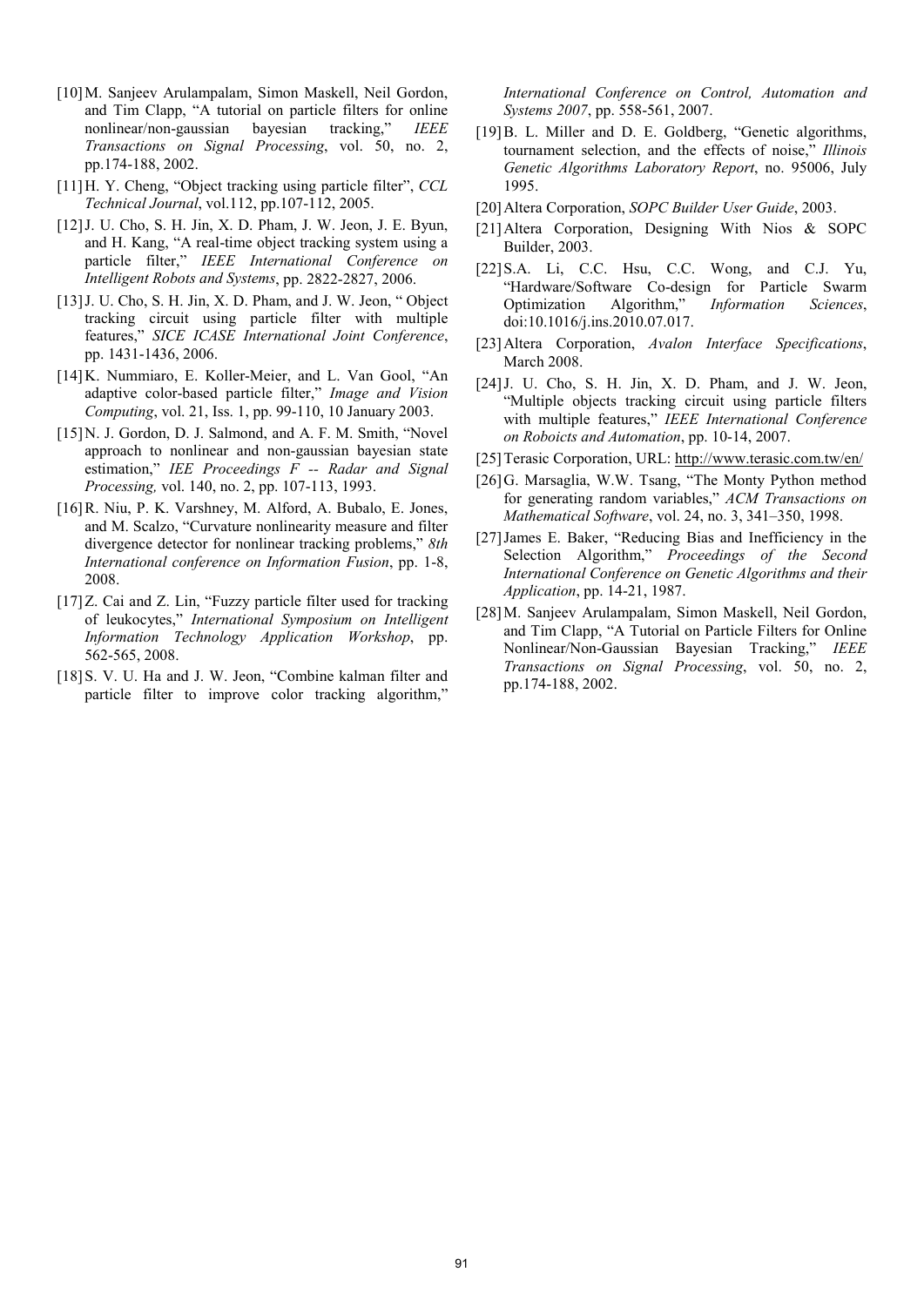[10] M. Sanjeev Arulampalam, Simon Maskell, Neil Gordon, and Tim Clapp, "A tutorial on particle filters for online nonlinear/non-gaussian bayesian tracking," *IEEE Transactions on Signal Processing*, vol. 50, no. 2, pp.174-188, 2002.

[11] H. Y. Cheng, "Object tracking using particle filter", *CCL Technical Journal*, vol.112, pp.107-112, 2005.

[12] J. U. Cho, S. H. Jin, X. D. Pham, J. W. Jeon, J. E. Byun, and H. Kang, "A real-time object tracking system using a particle filter," *IEEE International Conference on Intelligent Robots and Systems*, pp. 2822-2827, 2006.

[13] J. U. Cho, S. H. Jin, X. D. Pham, and J. W. Jeon, " Object tracking circuit using particle filter with multiple features," *SICE ICASE International Joint Conference*, pp. 1431-1436, 2006.

[14] K. Nummiaro, E. Koller-Meier, and L. Van Gool, "An adaptive color-based particle filter," *Image and Vision Computing*, vol. 21, Iss. 1, pp. 99-110, 10 January 2003.

[15] N. J. Gordon, D. J. Salmond, and A. F. M. Smith, "Novel approach to nonlinear and non-gaussian bayesian state estimation," *IEE Proceedings F -- Radar and Signal Processing,* vol. 140, no. 2, pp. 107-113, 1993.

[16] R. Niu, P. K. Varshney, M. Alford, A. Bubalo, E. Jones, and M. Scalzo, "Curvature nonlinearity measure and filter divergence detector for nonlinear tracking problems," *8th International conference on Information Fusion*, pp. 1-8, 2008.

[17] Z. Cai and Z. Lin, "Fuzzy particle filter used for tracking of leukocytes," *International Symposium on Intelligent Information Technology Application Workshop*, pp. 562-565, 2008.

[18] S. V. U. Ha and J. W. Jeon, "Combine kalman filter and particle filter to improve color tracking algorithm," *International Conference on Control, Automation and Systems 2007*, pp. 558-561, 2007.

[19] B. L. Miller and D. E. Goldberg, "Genetic algorithms, tournament selection, and the effects of noise," *Illinois Genetic Algorithms Laboratory Report*, no. 95006, July 1995.

[20] Altera Corporation, *SOPC Builder User Guide*, 2003.

[21] Altera Corporation, Designing With Nios & SOPC Builder, 2003.

[22] S.A. Li, C.C. Hsu, C.C. Wong, and C.J. Yu, "Hardware/Software Co-design for Particle Swarm Optimization Algorithm," *Information Sciences*, doi:10.1016/j.ins.2010.07.017.

[23] Altera Corporation, *Avalon Interface Specifications*, March 2008.

[24] J. U. Cho, S. H. Jin, X. D. Pham, and J. W. Jeon, "Multiple objects tracking circuit using particle filters with multiple features," *IEEE International Conference on Roboicts and Automation*, pp. 10-14, 2007.

[25] Terasic Corporation, URL: http://www.terasic.com.tw/en/

[26] G. Marsaglia, W.W. Tsang, "The Monty Python method for generating random variables," *ACM Transactions on Mathematical Software*, vol. 24, no. 3, 341–350, 1998.

[27] James E. Baker, "Reducing Bias and Inefficiency in the Selection Algorithm," *Proceedings of the Second International Conference on Genetic Algorithms and their Application*, pp. 14-21, 1987.

[28] M. Sanjeev Arulampalam, Simon Maskell, Neil Gordon, and Tim Clapp, "A Tutorial on Particle Filters for Online Nonlinear/Non-Gaussian Bayesian Tracking," *IEEE Transactions on Signal Processing*, vol. 50, no. 2, pp.174-188, 2002.